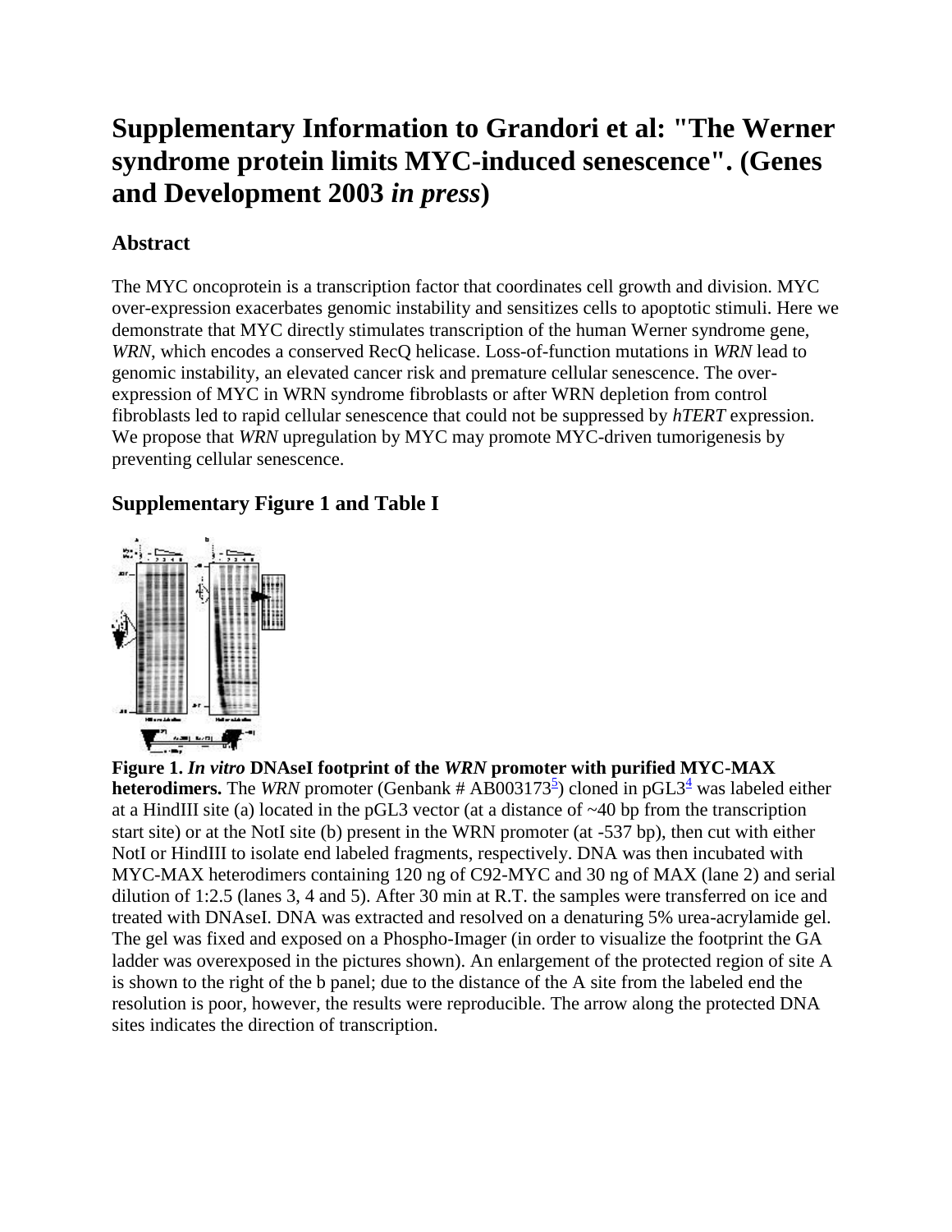# Supplementary Information to Grandori et al: "The Werner syndrome protein limits MYC-induced senescence". (Genes and Development 2003 *in press*)

## Abstract

The MYC oncoprotein is a transcription factor that coordinates cell growth and division. MYC over-expression exacerbates genomic instability and sensitizes cells to apoptotic stimuli. Here we demonstrate that MYC directly stimulates transcription of the human Werner syndrome gene, *WRN*, which encodes a conserved RecQ helicase. Loss-of-function mutations in *WRN* lead to genomic instability, an elevated cancer risk and premature cellular senescence. The over-expression of MYC in WRN syndrome fibroblasts or after WRN depletion from control fibroblasts led to rapid cellular senescence that could not be suppressed by *hTERT* expression. We propose that *WRN* upregulation by MYC may promote MYC-driven tumorigenesis by preventing cellular senescence.

## Supplementary Figure 1 and Table I

**Figure 1.** ***In vitro*** **DNAseI footprint of the** ***WRN*** **promoter with purified MYC-MAX heterodimers.** The *WRN* promoter (Genbank # AB003173[5]) cloned in pGL3[4] was labeled either at a HindIII site (a) located in the pGL3 vector (at a distance of ~40 bp from the transcription start site) or at the NotI site (b) present in the WRN promoter (at -537 bp), then cut with either NotI or HindIII to isolate end labeled fragments, respectively. DNA was then incubated with MYC-MAX heterodimers containing 120 ng of C92-MYC and 30 ng of MAX (lane 2) and serial dilution of 1:2.5 (lanes 3, 4 and 5). After 30 min at R.T. the samples were transferred on ice and treated with DNAseI. DNA was extracted and resolved on a denaturing 5% urea-acrylamide gel. The gel was fixed and exposed on a Phospho-Imager (in order to visualize the footprint the GA ladder was overexposed in the pictures shown). An enlargement of the protected region of site A is shown to the right of the b panel; due to the distance of the A site from the labeled end the resolution is poor, however, the results were reproducible. The arrow along the protected DNA sites indicates the direction of transcription.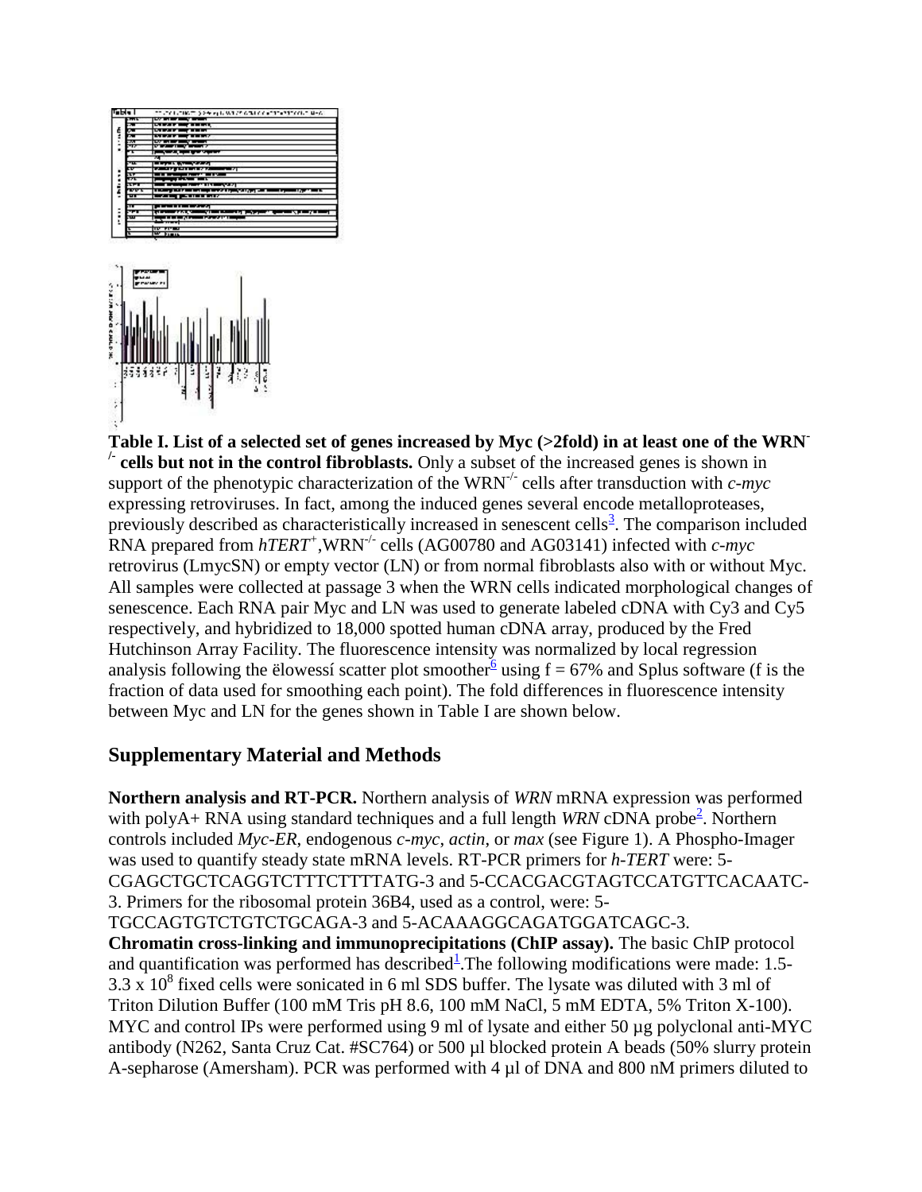**Table I. List of a selected set of genes increased by Myc (>2fold) in at least one of the WRN$^{-/-}$ cells but not in the control fibroblasts.** Only a subset of the increased genes is shown in support of the phenotypic characterization of the WRN$^{-/-}$ cells after transduction with *c-myc* expressing retroviruses. In fact, among the induced genes several encode metalloproteases, previously described as characteristically increased in senescent cells[3]. The comparison included RNA prepared from *hTERT*$^{+}$,WRN$^{-/-}$ cells (AG00780 and AG03141) infected with *c-myc* retrovirus (LmycSN) or empty vector (LN) or from normal fibroblasts also with or without Myc. All samples were collected at passage 3 when the WRN cells indicated morphological changes of senescence. Each RNA pair Myc and LN was used to generate labeled cDNA with Cy3 and Cy5 respectively, and hybridized to 18,000 spotted human cDNA array, produced by the Fred Hutchinson Array Facility. The fluorescence intensity was normalized by local regression analysis following the ëlowessí scatter plot smoother[6] using f = 67% and Splus software (f is the fraction of data used for smoothing each point). The fold differences in fluorescence intensity between Myc and LN for the genes shown in Table I are shown below.

## Supplementary Material and Methods

**Northern analysis and RT-PCR.** Northern analysis of *WRN* mRNA expression was performed with polyA+ RNA using standard techniques and a full length *WRN* cDNA probe[2]. Northern controls included *Myc-ER*, endogenous *c-myc*, *actin*, or *max* (see Figure 1). A Phospho-Imager was used to quantify steady state mRNA levels. RT-PCR primers for *h-TERT* were: 5-CGAGCTGCTCAGGTCTTTCTTTTATG-3 and 5-CCACGACGTAGTCCATGTTCACAATC-3. Primers for the ribosomal protein 36B4, used as a control, were: 5-TGCCAGTGTCTGTCTGCAGA-3 and 5-ACAAAGGCAGATGGATCAGC-3.

**Chromatin cross-linking and immunoprecipitations (ChIP assay).** The basic ChIP protocol and quantification was performed has described[1].The following modifications were made: 1.5-3.3 x $10^8$ fixed cells were sonicated in 6 ml SDS buffer. The lysate was diluted with 3 ml of Triton Dilution Buffer (100 mM Tris pH 8.6, 100 mM NaCl, 5 mM EDTA, 5% Triton X-100). MYC and control IPs were performed using 9 ml of lysate and either 50 µg polyclonal anti-MYC antibody (N262, Santa Cruz Cat. #SC764) or 500 µl blocked protein A beads (50% slurry protein A-sepharose (Amersham). PCR was performed with 4 µl of DNA and 800 nM primers diluted to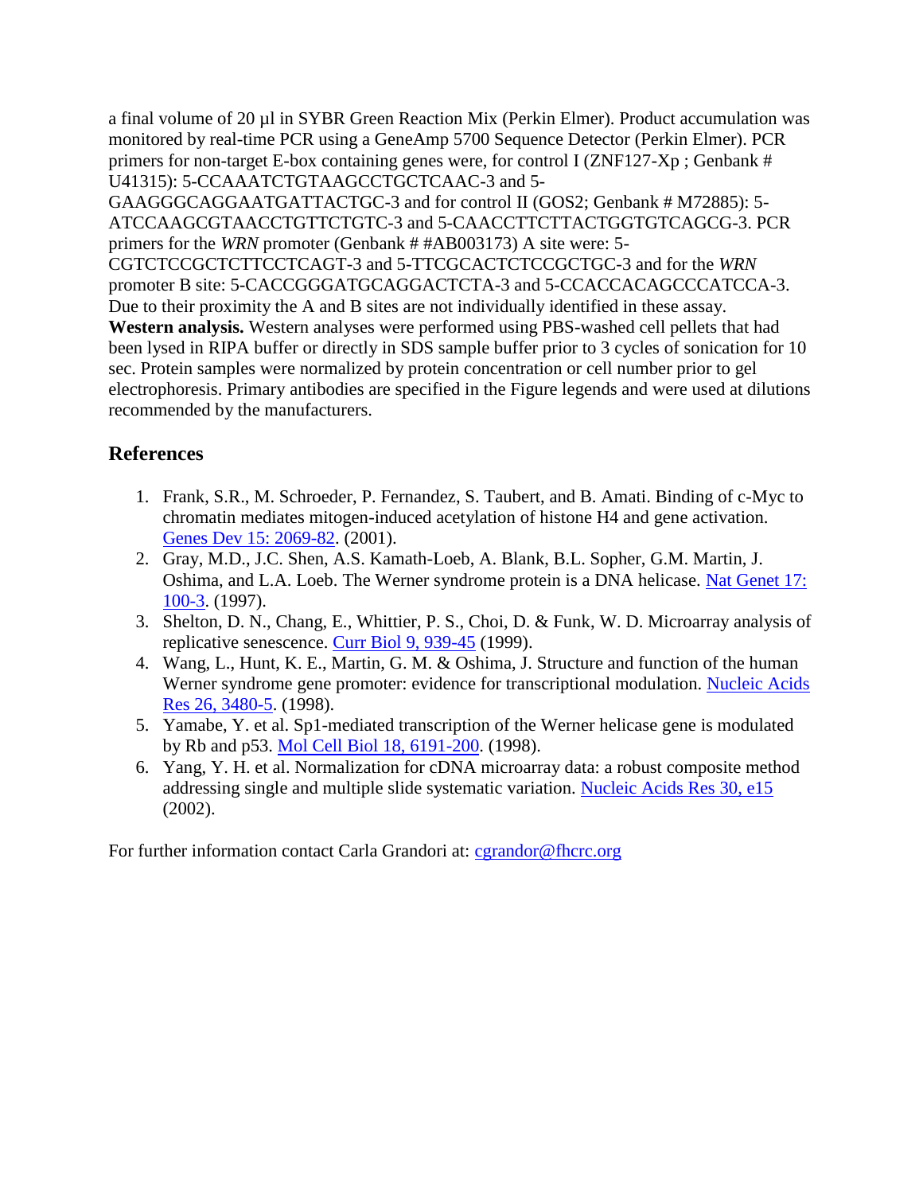a final volume of 20 µl in SYBR Green Reaction Mix (Perkin Elmer). Product accumulation was monitored by real-time PCR using a GeneAmp 5700 Sequence Detector (Perkin Elmer). PCR primers for non-target E-box containing genes were, for control I (ZNF127-Xp ; Genbank # U41315): 5-CCAAATCTGTAAGCCTGCTCAAC-3 and 5-GAAGGGCAGGAATGATTACTGC-3 and for control II (GOS2; Genbank # M72885): 5-ATCCAAGCGTAACCTGTTCTGTC-3 and 5-CAACCTTCTTACTGGTGTCAGCG-3. PCR primers for the *WRN* promoter (Genbank # #AB003173) A site were: 5-CGTCTCCGCTCTTCCTCAGT-3 and 5-TTCGCACTCTCCGCTGC-3 and for the *WRN* promoter B site: 5-CACCGGGATGCAGGACTCTA-3 and 5-CCACCACAGCCCATCCA-3. Due to their proximity the A and B sites are not individually identified in these assay.

**Western analysis.** Western analyses were performed using PBS-washed cell pellets that had been lysed in RIPA buffer or directly in SDS sample buffer prior to 3 cycles of sonication for 10 sec. Protein samples were normalized by protein concentration or cell number prior to gel electrophoresis. Primary antibodies are specified in the Figure legends and were used at dilutions recommended by the manufacturers.

## References

1. Frank, S.R., M. Schroeder, P. Fernandez, S. Taubert, and B. Amati. Binding of c-Myc to chromatin mediates mitogen-induced acetylation of histone H4 and gene activation. Genes Dev 15: 2069-82. (2001).
2. Gray, M.D., J.C. Shen, A.S. Kamath-Loeb, A. Blank, B.L. Sopher, G.M. Martin, J. Oshima, and L.A. Loeb. The Werner syndrome protein is a DNA helicase. Nat Genet 17: 100-3. (1997).
3. Shelton, D. N., Chang, E., Whittier, P. S., Choi, D. & Funk, W. D. Microarray analysis of replicative senescence. Curr Biol 9, 939-45 (1999).
4. Wang, L., Hunt, K. E., Martin, G. M. & Oshima, J. Structure and function of the human Werner syndrome gene promoter: evidence for transcriptional modulation. Nucleic Acids Res 26, 3480-5. (1998).
5. Yamabe, Y. et al. Sp1-mediated transcription of the Werner helicase gene is modulated by Rb and p53. Mol Cell Biol 18, 6191-200. (1998).
6. Yang, Y. H. et al. Normalization for cDNA microarray data: a robust composite method addressing single and multiple slide systematic variation. Nucleic Acids Res 30, e15 (2002).

For further information contact Carla Grandori at: cgrandor@fhcrc.org